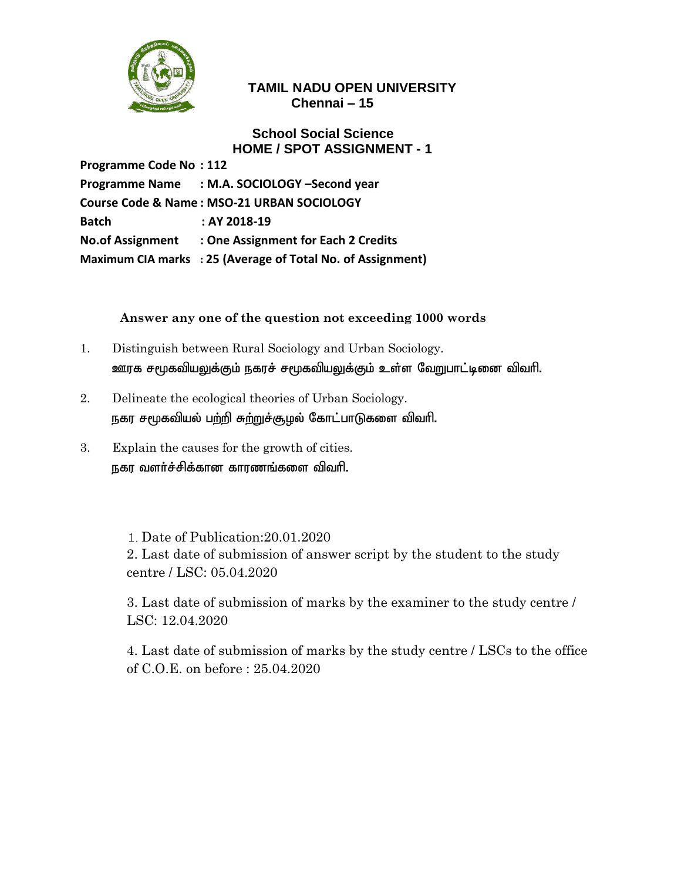**TAMIL NADU OPEN UNIVERSITY**
**Chennai – 15**

**School Social Science**
**HOME / SPOT ASSIGNMENT - 1**

**Programme Code No : 112**
**Programme Name : M.A. SOCIOLOGY –Second year**
**Course Code & Name : MSO-21 URBAN SOCIOLOGY**
**Batch : AY 2018-19**
**No.of Assignment : One Assignment for Each 2 Credits**
**Maximum CIA marks : 25 (Average of Total No. of Assignment)**

**Answer any one of the question not exceeding 1000 words**

1. Distinguish between Rural Sociology and Urban Sociology.
   **ஊரக சமூகவியலுக்கும் நகரச் சமூகவியலுக்கும் உள்ள வேறுபாட்டினை விவரி.**

2. Delineate the ecological theories of Urban Sociology.
   **நகர சமூகவியல் பற்றி சுற்றுச்சூழல் கோட்பாடுகளை விவரி.**

3. Explain the causes for the growth of cities.
   **நகர வளர்ச்சிக்கான காரணங்களை விவரி.**

1. Date of Publication:20.01.2020
2. Last date of submission of answer script by the student to the study centre / LSC: 05.04.2020
3. Last date of submission of marks by the examiner to the study centre / LSC: 12.04.2020
4. Last date of submission of marks by the study centre / LSCs to the office of C.O.E. on before : 25.04.2020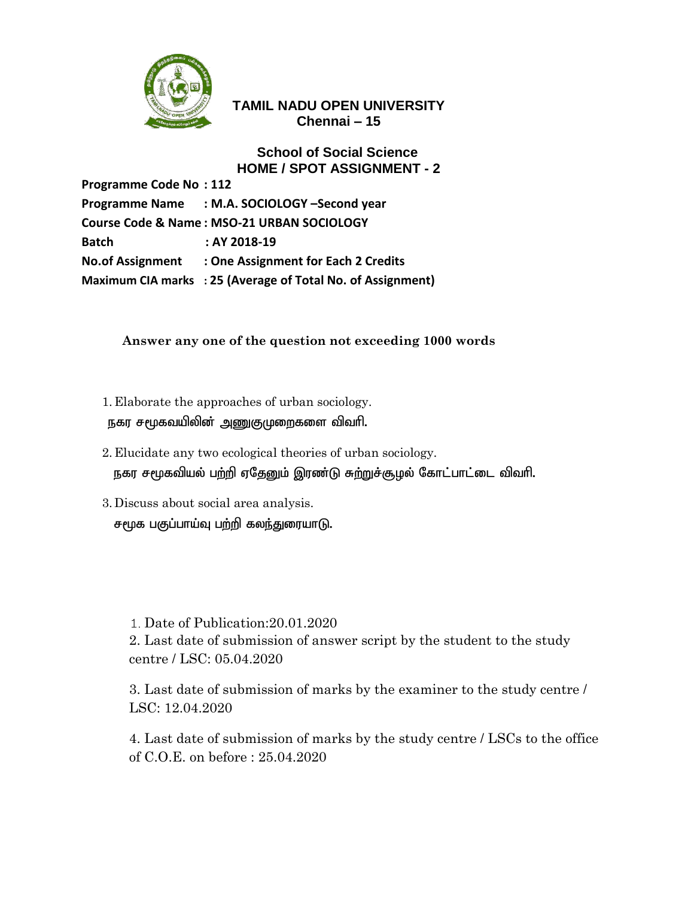**TAMIL NADU OPEN UNIVERSITY**
**Chennai – 15**

**School of Social Science**
**HOME / SPOT ASSIGNMENT - 2**

**Programme Code No : 112**
**Programme Name : M.A. SOCIOLOGY –Second year**
**Course Code & Name : MSO-21 URBAN SOCIOLOGY**
**Batch : AY 2018-19**
**No.of Assignment : One Assignment for Each 2 Credits**
**Maximum CIA marks : 25 (Average of Total No. of Assignment)**

**Answer any one of the question not exceeding 1000 words**

1. Elaborate the approaches of urban sociology.
   நகர சமூகவயிலின் அணுகுமுறைகளை விவரி.
2. Elucidate any two ecological theories of urban sociology.
   நகர சமூகவியல் பற்றி ஏதேனும் இரண்டு சுற்றுச்சூழல் கோட்பாட்டை விவரி.
3. Discuss about social area analysis.
   சமூக பகுப்பாய்வு பற்றி கலந்துரையாடு.

1. Date of Publication:20.01.2020
2. Last date of submission of answer script by the student to the study centre / LSC: 05.04.2020
3. Last date of submission of marks by the examiner to the study centre / LSC: 12.04.2020
4. Last date of submission of marks by the study centre / LSCs to the office of C.O.E. on before : 25.04.2020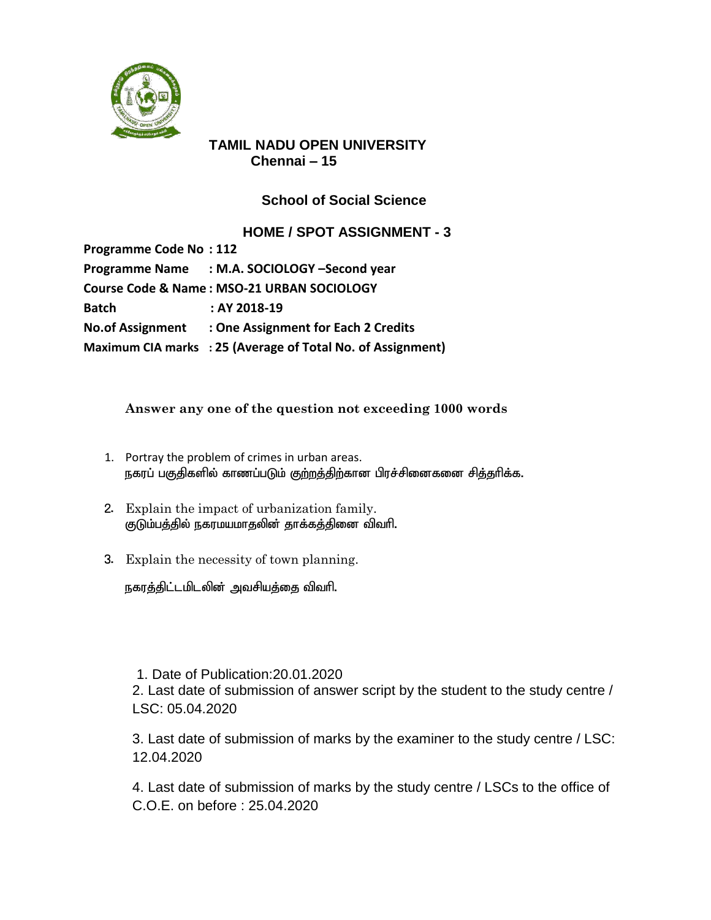# TAMIL NADU OPEN UNIVERSITY
## Chennai – 15

### School of Social Science

### HOME / SPOT ASSIGNMENT - 3

**Programme Code No : 112**
**Programme Name : M.A. SOCIOLOGY –Second year**
**Course Code & Name : MSO-21 URBAN SOCIOLOGY**
**Batch : AY 2018-19**
**No.of Assignment : One Assignment for Each 2 Credits**
**Maximum CIA marks : 25 (Average of Total No. of Assignment)**

**Answer any one of the question not exceeding 1000 words**

1. Portray the problem of crimes in urban areas.
   நகரப் பகுதிகளில் காணப்படும் குற்றத்திற்கான பிரச்சினைகளை சித்தரிக்க.

2. Explain the impact of urbanization family.
   குடும்பத்தில் நகரமயமாதலின் தாக்கத்தினை விவரி.

3. Explain the necessity of town planning.
   நகரத்திட்டமிடலின் அவசியத்தை விவரி.

1. Date of Publication:20.01.2020
2. Last date of submission of answer script by the student to the study centre / LSC: 05.04.2020
3. Last date of submission of marks by the examiner to the study centre / LSC: 12.04.2020
4. Last date of submission of marks by the study centre / LSCs to the office of C.O.E. on before : 25.04.2020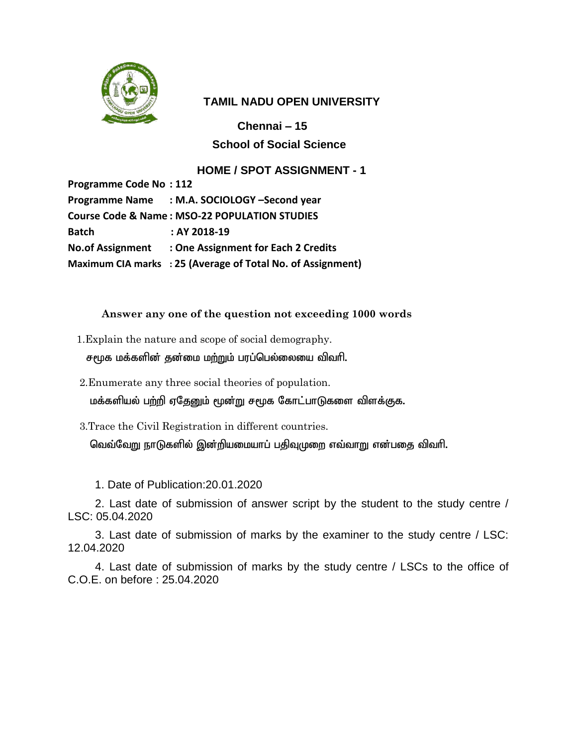## TAMIL NADU OPEN UNIVERSITY

**Chennai – 15**

**School of Social Science**

### HOME / SPOT ASSIGNMENT - 1

**Programme Code No : 112**
**Programme Name : M.A. SOCIOLOGY –Second year**
**Course Code & Name : MSO-22 POPULATION STUDIES**
**Batch : AY 2018-19**
**No.of Assignment : One Assignment for Each 2 Credits**
**Maximum CIA marks : 25 (Average of Total No. of Assignment)**

**Answer any one of the question not exceeding 1000 words**

1. Explain the nature and scope of social demography.
   சமூக மக்களின் தன்மை மற்றும் பரப்பெல்லையை விவரி.

2. Enumerate any three social theories of population.
   மக்களியல் பற்றி ஏதேனும் மூன்று சமூக கோட்பாடுகளை விளக்குக.

3. Trace the Civil Registration in different countries.
   வெவ்வேறு நாடுகளில் இன்றியமையாப் பதிவுமுறை எவ்வாறு என்பதை விவரி.

1. Date of Publication:20.01.2020

2. Last date of submission of answer script by the student to the study centre / LSC: 05.04.2020

3. Last date of submission of marks by the examiner to the study centre / LSC: 12.04.2020

4. Last date of submission of marks by the study centre / LSCs to the office of C.O.E. on before : 25.04.2020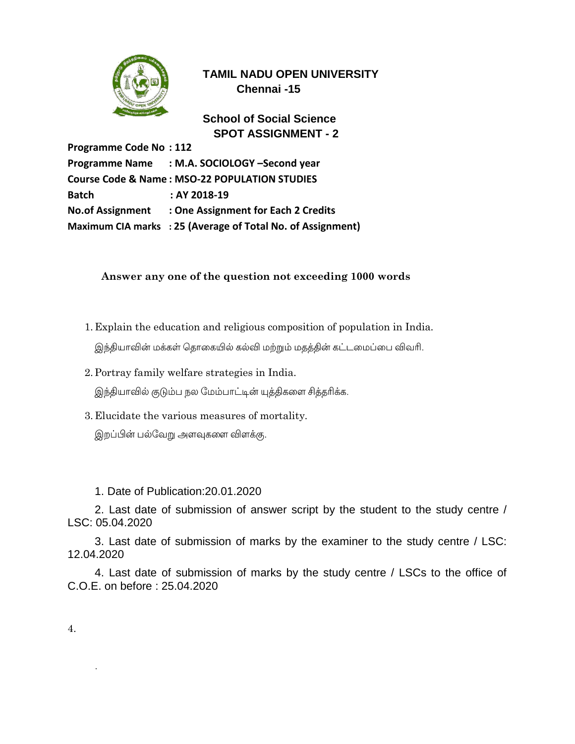# TAMIL NADU OPEN UNIVERSITY
## Chennai -15

## School of Social Science
## SPOT ASSIGNMENT - 2

**Programme Code No : 112**
**Programme Name : M.A. SOCIOLOGY –Second year**
**Course Code & Name : MSO-22 POPULATION STUDIES**
**Batch : AY 2018-19**
**No.of Assignment : One Assignment for Each 2 Credits**
**Maximum CIA marks : 25 (Average of Total No. of Assignment)**

**Answer any one of the question not exceeding 1000 words**

1. Explain the education and religious composition of population in India.

   இந்தியாவின் மக்கள் தொகையில் கல்வி மற்றும் மதத்தின் கட்டமைப்பை விவரி.

2. Portray family welfare strategies in India.

   இந்தியாவில் குடும்ப நல மேம்பாட்டின் யுத்திகளை சித்தரிக்க.

3. Elucidate the various measures of mortality.

   இறப்பின் பல்வேறு அளவுகளை விளக்கு.

1. Date of Publication:20.01.2020

2. Last date of submission of answer script by the student to the study centre / LSC: 05.04.2020

3. Last date of submission of marks by the examiner to the study centre / LSC: 12.04.2020

4. Last date of submission of marks by the study centre / LSCs to the office of C.O.E. on before : 25.04.2020

4.

.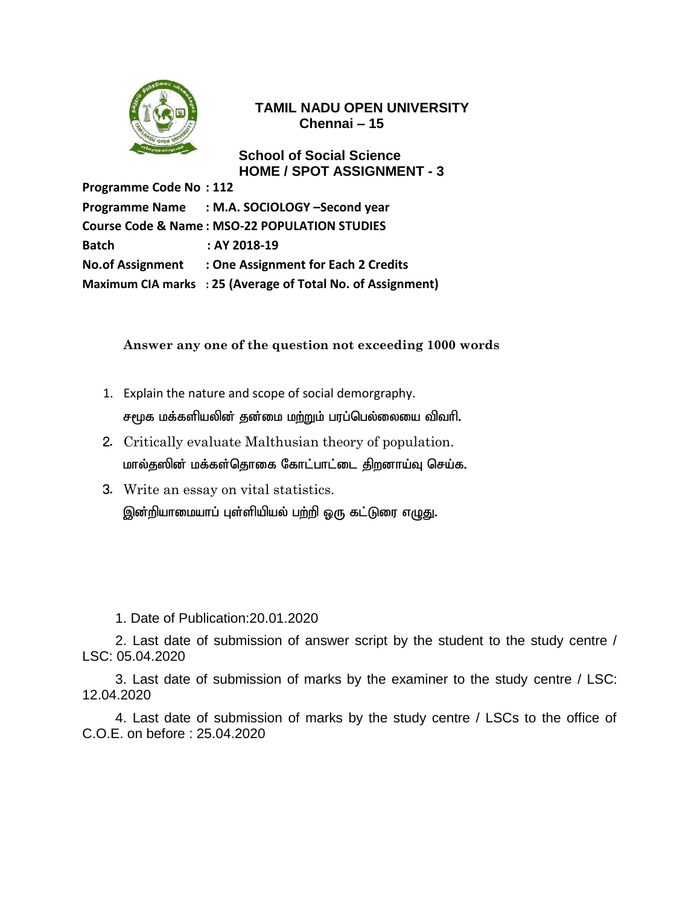# TAMIL NADU OPEN UNIVERSITY

**Chennai – 15**

## School of Social Science

## HOME / SPOT ASSIGNMENT - 3

**Programme Code No : 112**

**Programme Name : M.A. SOCIOLOGY –Second year**

**Course Code & Name : MSO-22 POPULATION STUDIES**

**Batch : AY 2018-19**

**No.of Assignment : One Assignment for Each 2 Credits**

**Maximum CIA marks : 25 (Average of Total No. of Assignment)**

**Answer any one of the question not exceeding 1000 words**

1. Explain the nature and scope of social demorgraphy.
   சமூக மக்களியலின் தன்மை மற்றும் பரப்பெல்லையை விவரி.
2. Critically evaluate Malthusian theory of population.
   மால்தஸின் மக்கள்தொகை கோட்பாட்டை திறனாய்வு செய்க.
3. Write an essay on vital statistics.
   இன்றியாமையாப் புள்ளியியல் பற்றி ஒரு கட்டுரை எழுது.

1. Date of Publication:20.01.2020
2. Last date of submission of answer script by the student to the study centre / LSC: 05.04.2020
3. Last date of submission of marks by the examiner to the study centre / LSC: 12.04.2020
4. Last date of submission of marks by the study centre / LSCs to the office of C.O.E. on before : 25.04.2020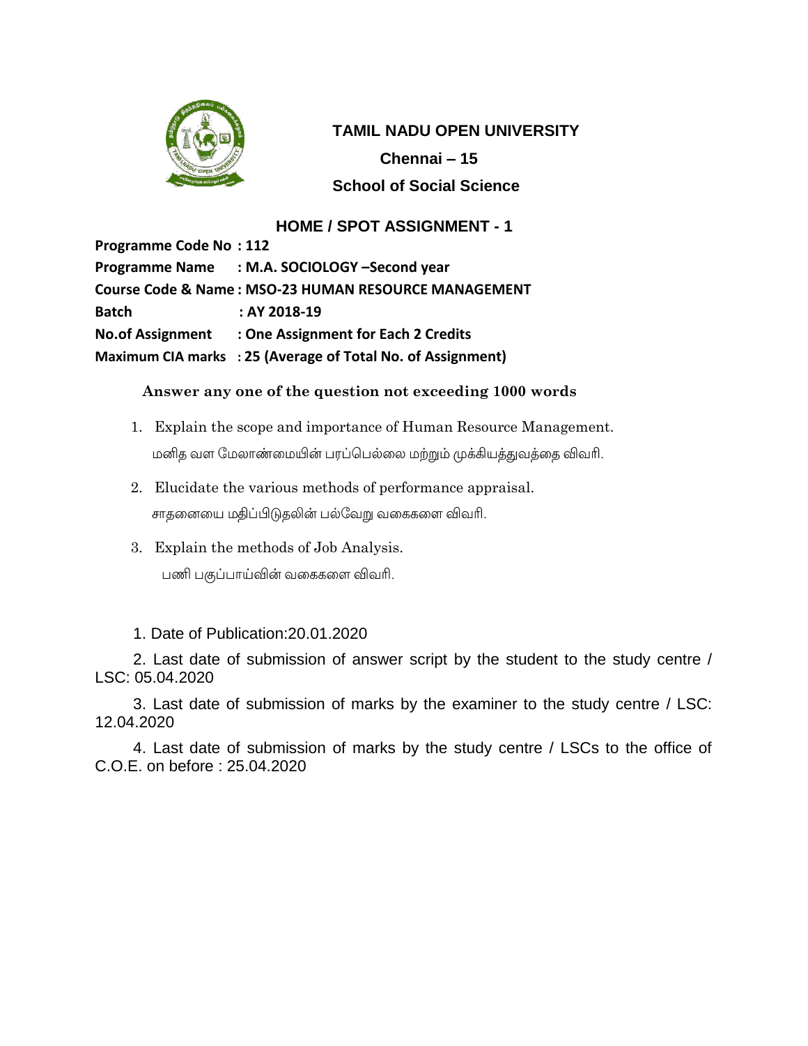# TAMIL NADU OPEN UNIVERSITY

## Chennai – 15

## School of Social Science

### HOME / SPOT ASSIGNMENT - 1

**Programme Code No : 112**
**Programme Name : M.A. SOCIOLOGY –Second year**
**Course Code & Name : MSO-23 HUMAN RESOURCE MANAGEMENT**
**Batch : AY 2018-19**
**No.of Assignment : One Assignment for Each 2 Credits**
**Maximum CIA marks : 25 (Average of Total No. of Assignment)**

**Answer any one of the question not exceeding 1000 words**

1. Explain the scope and importance of Human Resource Management.
   மனித வள மேலாண்மையின் பரப்பெல்லை மற்றும் முக்கியத்துவத்தை விவரி.
2. Elucidate the various methods of performance appraisal.
   சாதனையை மதிப்பிடுதலின் பல்வேறு வகைகளை விவரி.
3. Explain the methods of Job Analysis.
   பணி பகுப்பாய்வின் வகைகளை விவரி.

1. Date of Publication:20.01.2020
2. Last date of submission of answer script by the student to the study centre / LSC: 05.04.2020
3. Last date of submission of marks by the examiner to the study centre / LSC: 12.04.2020
4. Last date of submission of marks by the study centre / LSCs to the office of C.O.E. on before : 25.04.2020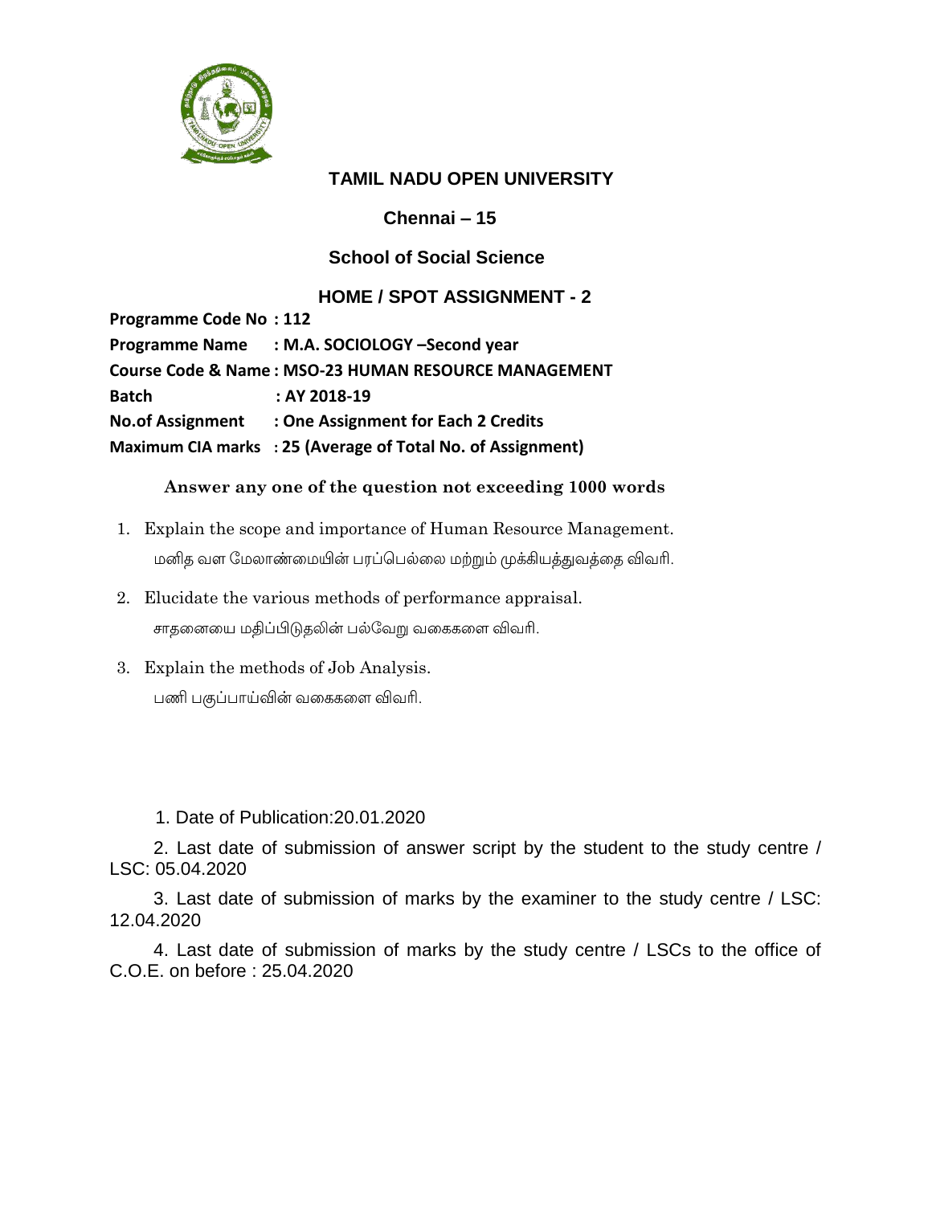# TAMIL NADU OPEN UNIVERSITY

## Chennai – 15

## School of Social Science

## HOME / SPOT ASSIGNMENT - 2

**Programme Code No : 112**
**Programme Name : M.A. SOCIOLOGY –Second year**
**Course Code & Name : MSO-23 HUMAN RESOURCE MANAGEMENT**
**Batch : AY 2018-19**
**No.of Assignment : One Assignment for Each 2 Credits**
**Maximum CIA marks : 25 (Average of Total No. of Assignment)**

**Answer any one of the question not exceeding 1000 words**

1. Explain the scope and importance of Human Resource Management.
   மனித வள மேலாண்மையின் பரப்பெல்லை மற்றும் முக்கியத்துவத்தை விவரி.
2. Elucidate the various methods of performance appraisal.
   சாதனையை மதிப்பிடுதலின் பல்வேறு வகைகளை விவரி.
3. Explain the methods of Job Analysis.
   பணி பகுப்பாய்வின் வகைகளை விவரி.

1. Date of Publication:20.01.2020

2. Last date of submission of answer script by the student to the study centre / LSC: 05.04.2020

3. Last date of submission of marks by the examiner to the study centre / LSC: 12.04.2020

4. Last date of submission of marks by the study centre / LSCs to the office of C.O.E. on before : 25.04.2020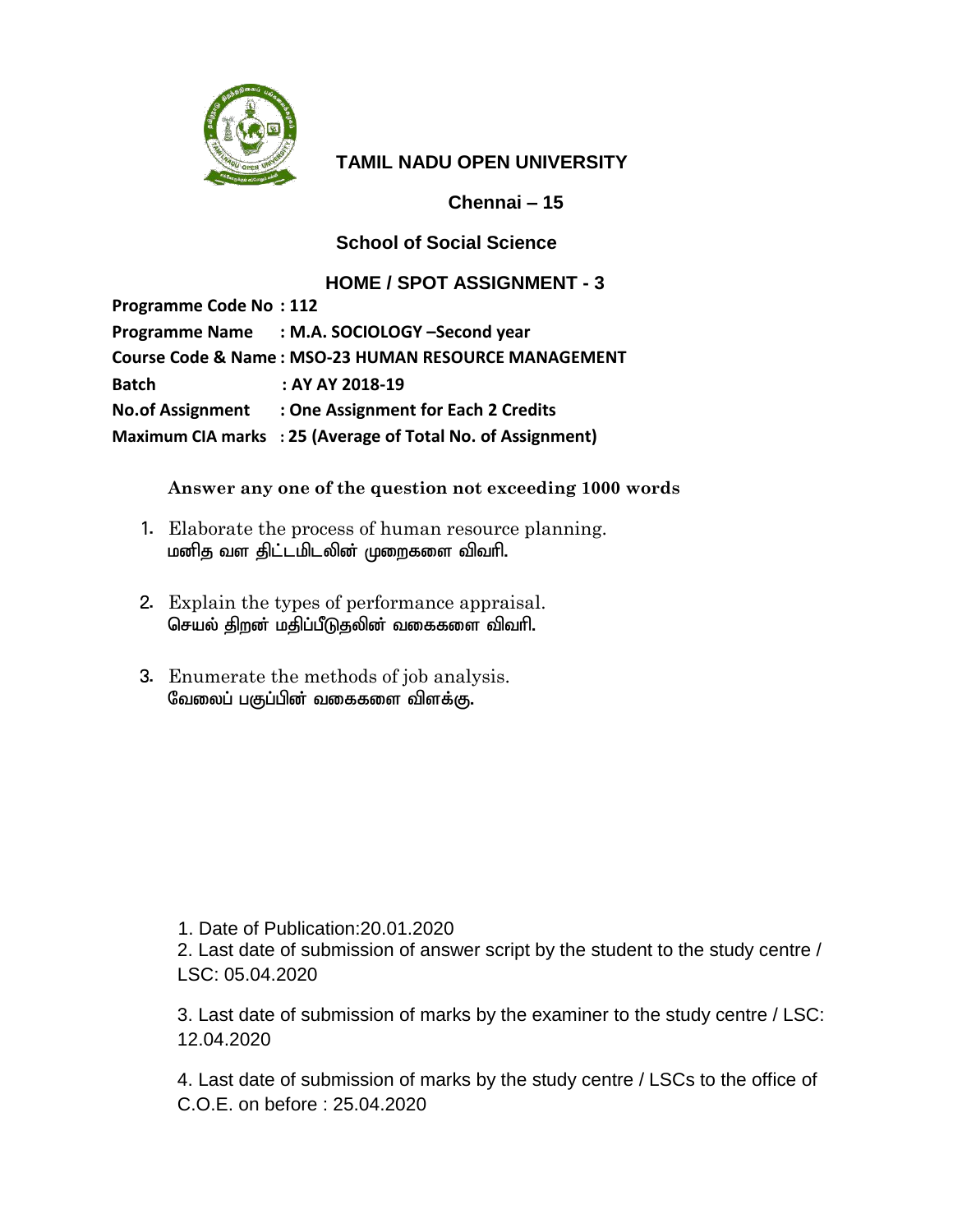# TAMIL NADU OPEN UNIVERSITY

## Chennai – 15

## School of Social Science

## HOME / SPOT ASSIGNMENT - 3

**Programme Code No : 112**
**Programme Name : M.A. SOCIOLOGY –Second year**
**Course Code & Name : MSO-23 HUMAN RESOURCE MANAGEMENT**
**Batch : AY AY 2018-19**
**No.of Assignment : One Assignment for Each 2 Credits**
**Maximum CIA marks : 25 (Average of Total No. of Assignment)**

**Answer any one of the question not exceeding 1000 words**

1. Elaborate the process of human resource planning.
   மனித வள திட்டமிடலின் முறைகளை விவரி.

2. Explain the types of performance appraisal.
   செயல் திறன் மதிப்பீடுதலின் வகைகளை விவரி.

3. Enumerate the methods of job analysis.
   வேலைப் பகுப்பின் வகைகளை விளக்கு.

1. Date of Publication:20.01.2020
2. Last date of submission of answer script by the student to the study centre / LSC: 05.04.2020
3. Last date of submission of marks by the examiner to the study centre / LSC: 12.04.2020
4. Last date of submission of marks by the study centre / LSCs to the office of C.O.E. on before : 25.04.2020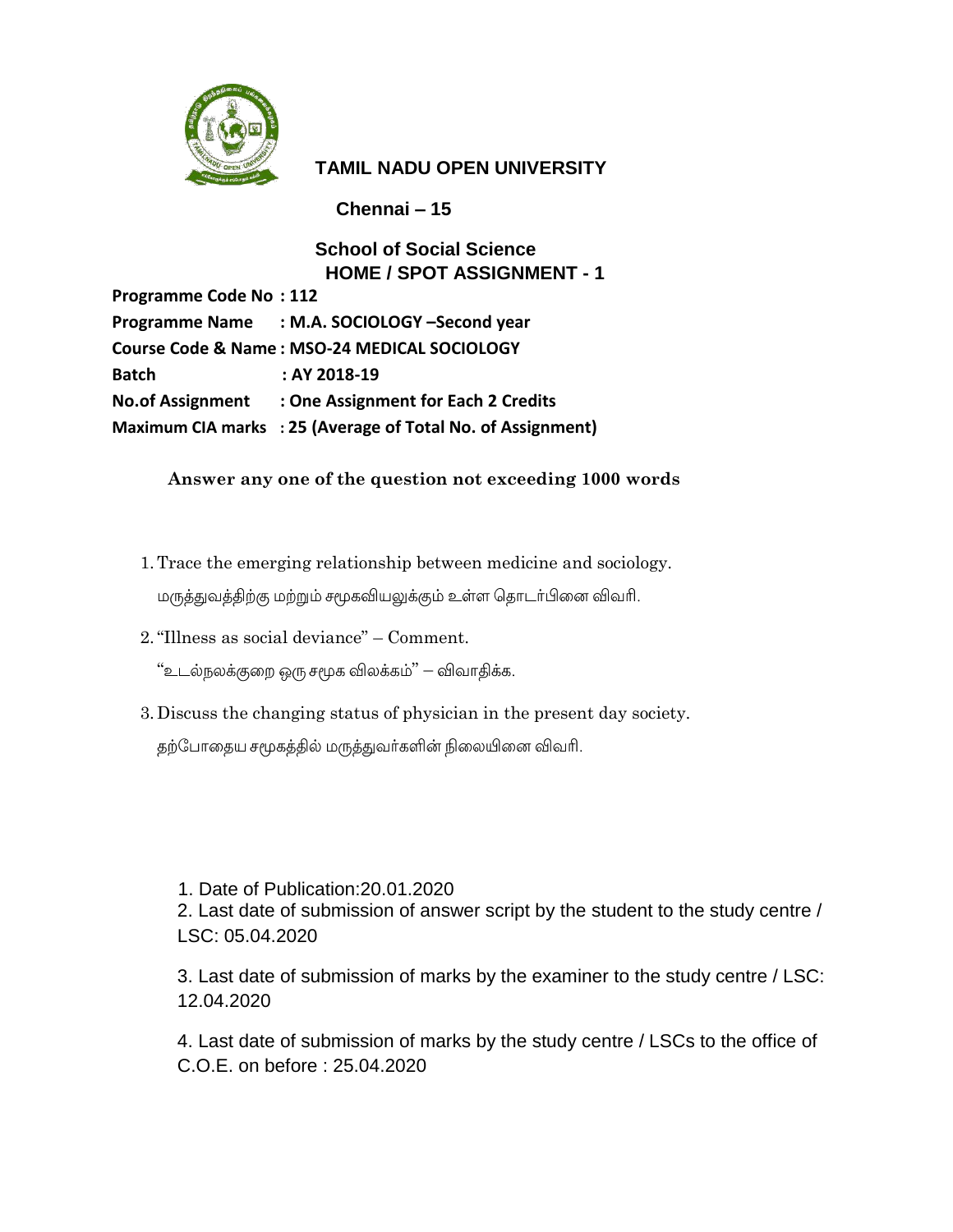# TAMIL NADU OPEN UNIVERSITY

**Chennai – 15**

## School of Social Science

## HOME / SPOT ASSIGNMENT - 1

**Programme Code No : 112**

**Programme Name : M.A. SOCIOLOGY –Second year**

**Course Code & Name : MSO-24 MEDICAL SOCIOLOGY**

**Batch : AY 2018-19**

**No.of Assignment : One Assignment for Each 2 Credits**

**Maximum CIA marks : 25 (Average of Total No. of Assignment)**

**Answer any one of the question not exceeding 1000 words**

1. Trace the emerging relationship between medicine and sociology.

   மருத்துவத்திற்கு மற்றும் சமூகவியலுக்கும் உள்ள தொடர்பினை விவரி.

2. "Illness as social deviance" – Comment.

   "உடல்நலக்குறை ஒரு சமூக விலக்கம்" – விவாதிக்க.

3. Discuss the changing status of physician in the present day society.

   தற்போதைய சமூகத்தில் மருத்துவர்களின் நிலையினை விவரி.

1. Date of Publication:20.01.2020
2. Last date of submission of answer script by the student to the study centre / LSC: 05.04.2020
3. Last date of submission of marks by the examiner to the study centre / LSC: 12.04.2020
4. Last date of submission of marks by the study centre / LSCs to the office of C.O.E. on before : 25.04.2020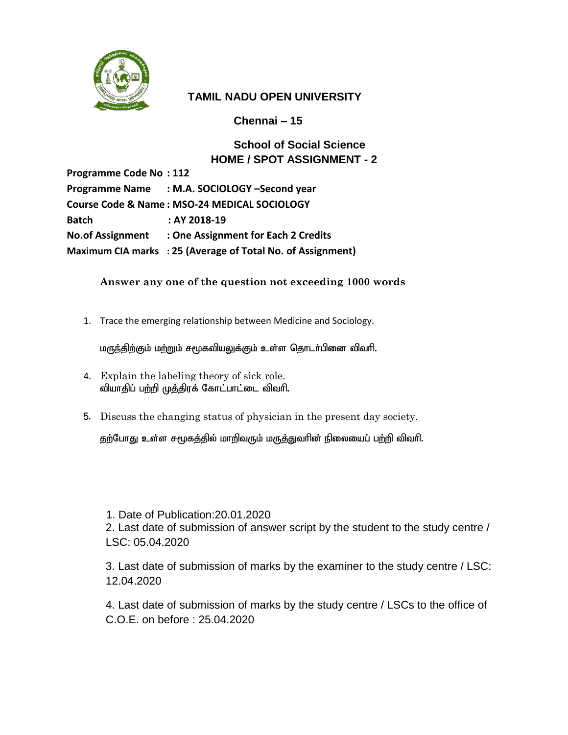# TAMIL NADU OPEN UNIVERSITY

**Chennai – 15**

## School of Social Science

## HOME / SPOT ASSIGNMENT - 2

**Programme Code No : 112**
**Programme Name : M.A. SOCIOLOGY –Second year**
**Course Code & Name : MSO-24 MEDICAL SOCIOLOGY**
**Batch : AY 2018-19**
**No.of Assignment : One Assignment for Each 2 Credits**
**Maximum CIA marks : 25 (Average of Total No. of Assignment)**

**Answer any one of the question not exceeding 1000 words**

1. Trace the emerging relationship between Medicine and Sociology.

   மருந்திற்கும் மற்றும் சமூகவியலுக்கும் உள்ள தொடர்பினை விவரி.

4. Explain the labeling theory of sick role.
   வியாதிப் பற்றி முத்திரக் கோட்பாட்டை விவரி.

5. Discuss the changing status of physician in the present day society.

   தற்போது உள்ள சமூகத்தில் மாறிவரும் மருத்துவரின் நிலையைப் பற்றி விவரி.

1. Date of Publication:20.01.2020
2. Last date of submission of answer script by the student to the study centre / LSC: 05.04.2020
3. Last date of submission of marks by the examiner to the study centre / LSC: 12.04.2020
4. Last date of submission of marks by the study centre / LSCs to the office of C.O.E. on before : 25.04.2020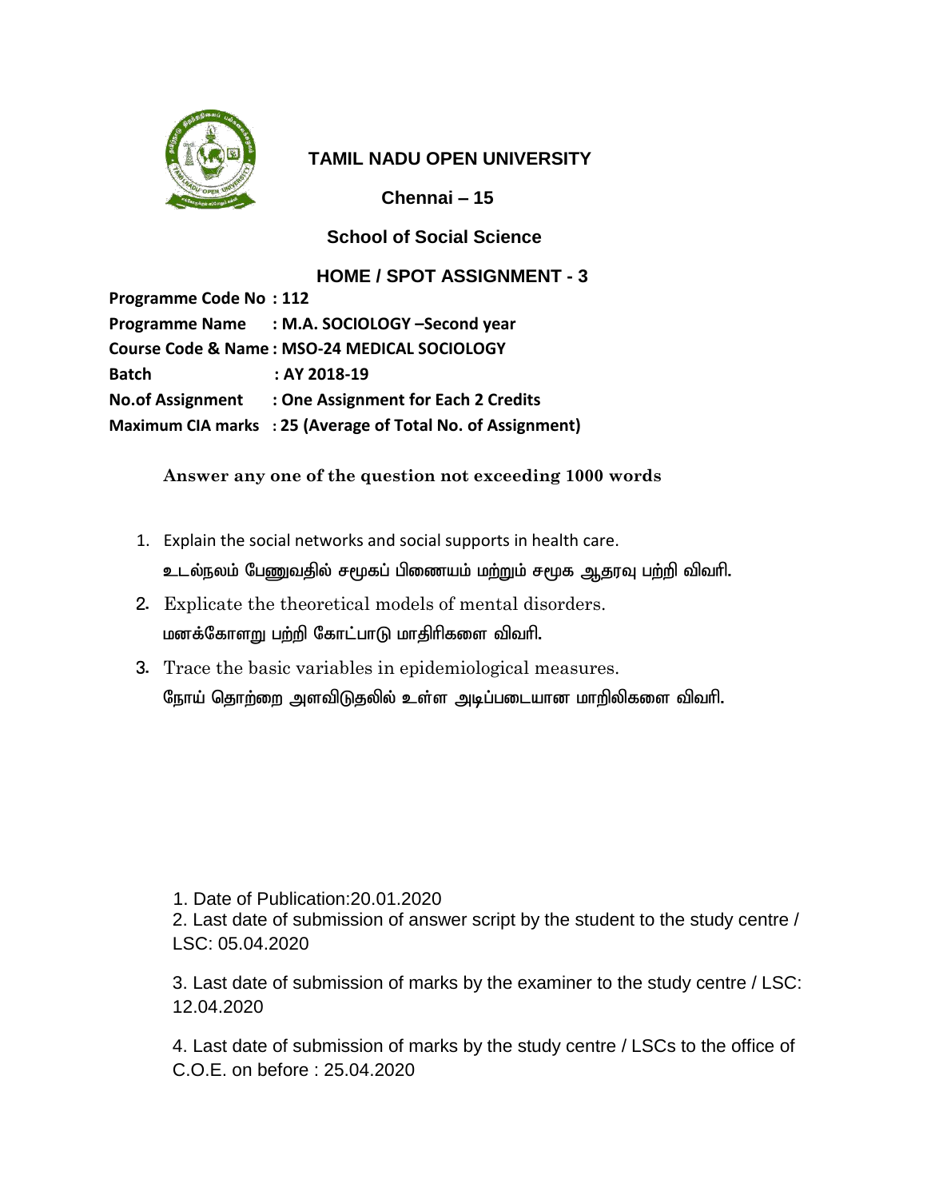# TAMIL NADU OPEN UNIVERSITY

## Chennai – 15

## School of Social Science

### HOME / SPOT ASSIGNMENT - 3

**Programme Code No : 112**
**Programme Name : M.A. SOCIOLOGY –Second year**
**Course Code & Name : MSO-24 MEDICAL SOCIOLOGY**
**Batch : AY 2018-19**
**No.of Assignment : One Assignment for Each 2 Credits**
**Maximum CIA marks : 25 (Average of Total No. of Assignment)**

**Answer any one of the question not exceeding 1000 words**

1. Explain the social networks and social supports in health care.
   உடல்நலம் பேணுவதில் சமூகப் பிணையம் மற்றும் சமூக ஆதரவு பற்றி விவரி.
2. Explicate the theoretical models of mental disorders.
   மனக்கோளறு பற்றி கோட்பாடு மாதிரிகளை விவரி.
3. Trace the basic variables in epidemiological measures.
   நோய் தொற்றை அளவிடுதலில் உள்ள அடிப்படையான மாறிலிகளை விவரி.

1. Date of Publication:20.01.2020
2. Last date of submission of answer script by the student to the study centre / LSC: 05.04.2020
3. Last date of submission of marks by the examiner to the study centre / LSC: 12.04.2020
4. Last date of submission of marks by the study centre / LSCs to the office of C.O.E. on before : 25.04.2020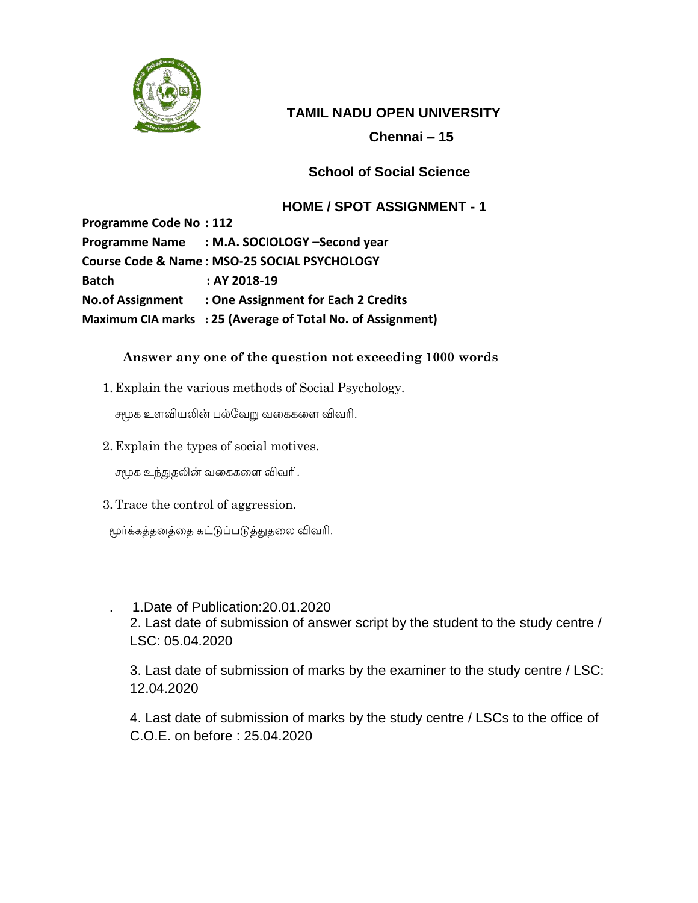# TAMIL NADU OPEN UNIVERSITY

**Chennai – 15**

## School of Social Science

## HOME / SPOT ASSIGNMENT - 1

**Programme Code No : 112**
**Programme Name : M.A. SOCIOLOGY –Second year**
**Course Code & Name : MSO-25 SOCIAL PSYCHOLOGY**
**Batch : AY 2018-19**
**No.of Assignment : One Assignment for Each 2 Credits**
**Maximum CIA marks : 25 (Average of Total No. of Assignment)**

**Answer any one of the question not exceeding 1000 words**

1. Explain the various methods of Social Psychology.

   சமூக உளவியலின் பல்வேறு வகைகளை விவரி.

2. Explain the types of social motives.

   சமூக உந்துதலின் வகைகளை விவரி.

3. Trace the control of aggression.

   மூர்க்கத்தனத்தை கட்டுப்படுத்துதலை விவரி.

. 1.Date of Publication:20.01.2020

2. Last date of submission of answer script by the student to the study centre / LSC: 05.04.2020

3. Last date of submission of marks by the examiner to the study centre / LSC: 12.04.2020

4. Last date of submission of marks by the study centre / LSCs to the office of C.O.E. on before : 25.04.2020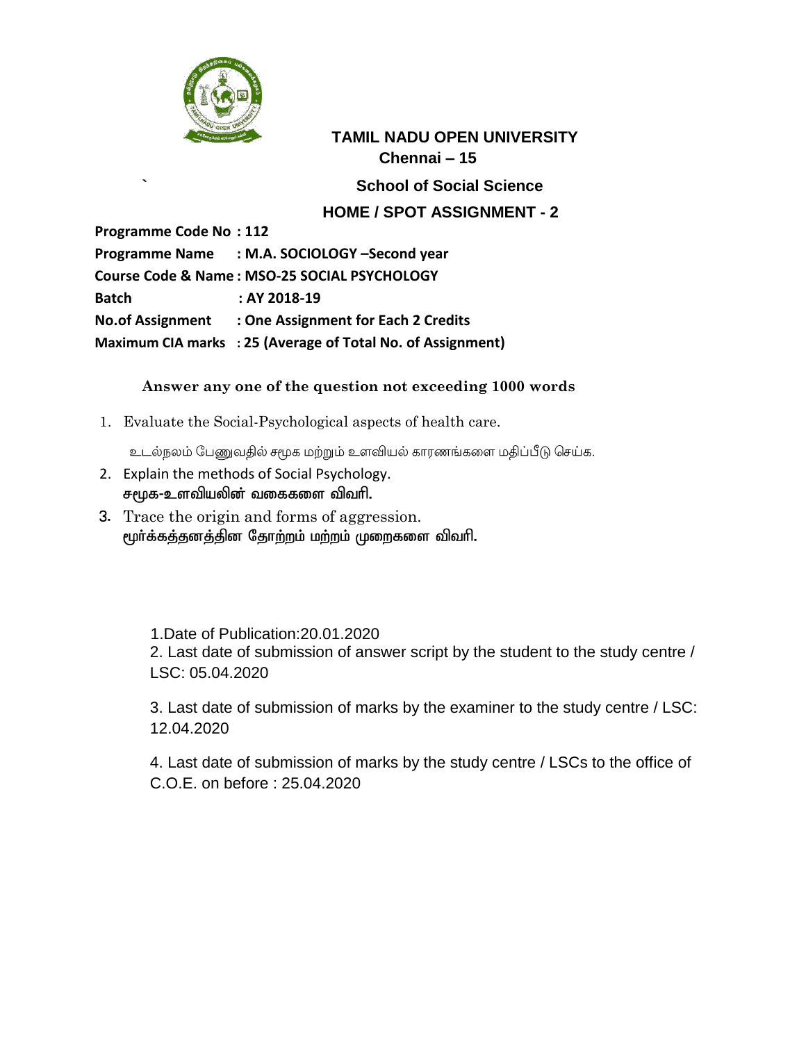# TAMIL NADU OPEN UNIVERSITY

**Chennai – 15**

`

## School of Social Science

## HOME / SPOT ASSIGNMENT - 2

**Programme Code No : 112**

**Programme Name : M.A. SOCIOLOGY –Second year**

**Course Code & Name : MSO-25 SOCIAL PSYCHOLOGY**

**Batch : AY 2018-19**

**No.of Assignment : One Assignment for Each 2 Credits**

**Maximum CIA marks : 25 (Average of Total No. of Assignment)**

**Answer any one of the question not exceeding 1000 words**

1. Evaluate the Social-Psychological aspects of health care.

   உடல்நலம் பேணுவதில் சமூக மற்றும் உளவியல் காரணங்களை மதிப்பீடு செய்க.

2. Explain the methods of Social Psychology.

   **சமூக-உளவியலின் வகைகளை விவரி.**

3. Trace the origin and forms of aggression.

   **மூர்க்கத்தனத்தின தோற்றம் மற்றும் முறைகளை விவரி.**

1.Date of Publication:20.01.2020

2. Last date of submission of answer script by the student to the study centre / LSC: 05.04.2020

3. Last date of submission of marks by the examiner to the study centre / LSC: 12.04.2020

4. Last date of submission of marks by the study centre / LSCs to the office of C.O.E. on before : 25.04.2020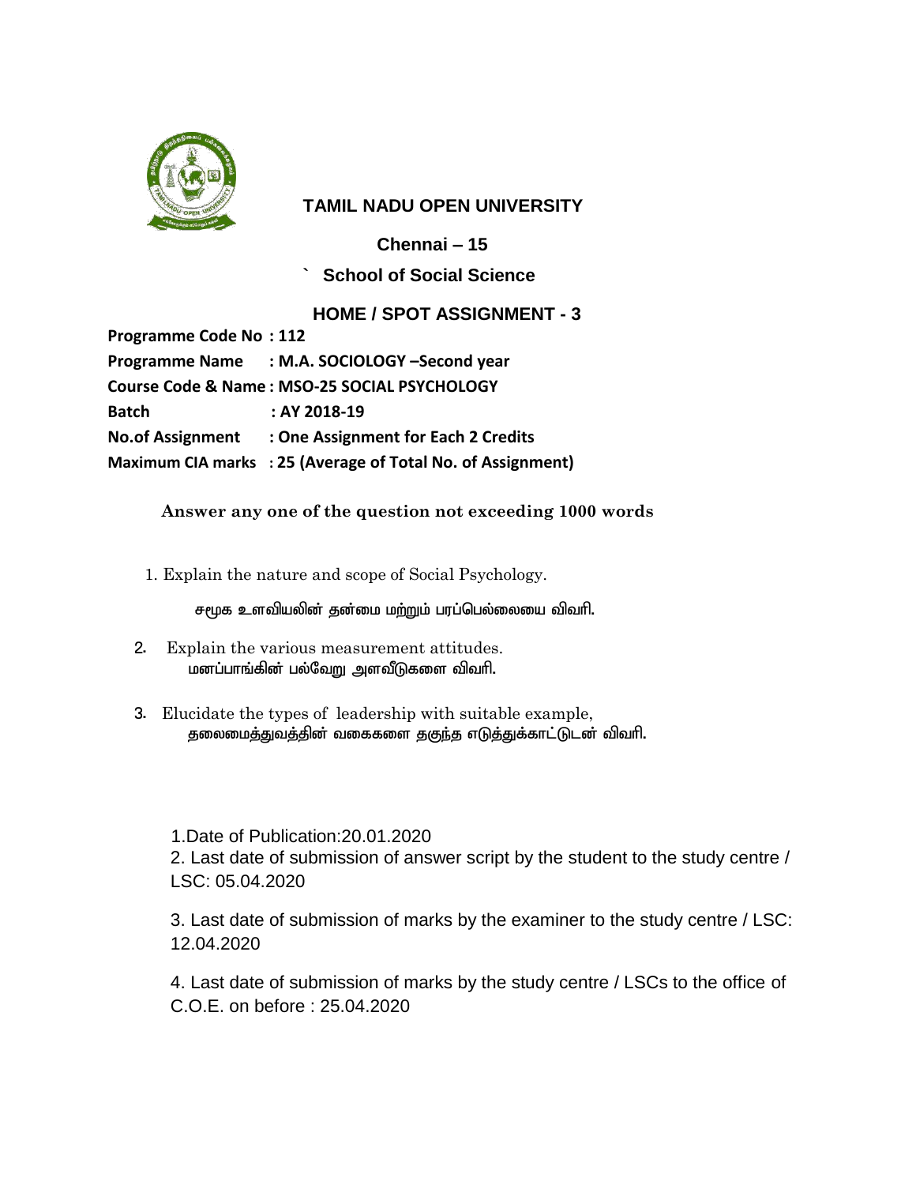# TAMIL NADU OPEN UNIVERSITY

**Chennai – 15**

**` School of Social Science**

## HOME / SPOT ASSIGNMENT - 3

**Programme Code No : 112**
**Programme Name : M.A. SOCIOLOGY –Second year**
**Course Code & Name : MSO-25 SOCIAL PSYCHOLOGY**
**Batch : AY 2018-19**
**No.of Assignment : One Assignment for Each 2 Credits**
**Maximum CIA marks : 25 (Average of Total No. of Assignment)**

**Answer any one of the question not exceeding 1000 words**

1. Explain the nature and scope of Social Psychology.

   சமூக உளவியலின் தன்மை மற்றும் பரப்பெல்லையை விவரி.

2. Explain the various measurement attitudes.
   மனப்பாங்கின் பல்வேறு அளவீடுகளை விவரி.

3. Elucidate the types of leadership with suitable example,
   தலைமைத்துவத்தின் வகைகளை தகுந்த எடுத்துக்காட்டுடன் விவரி.

1.Date of Publication:20.01.2020

2. Last date of submission of answer script by the student to the study centre / LSC: 05.04.2020

3. Last date of submission of marks by the examiner to the study centre / LSC: 12.04.2020

4. Last date of submission of marks by the study centre / LSCs to the office of C.O.E. on before : 25.04.2020